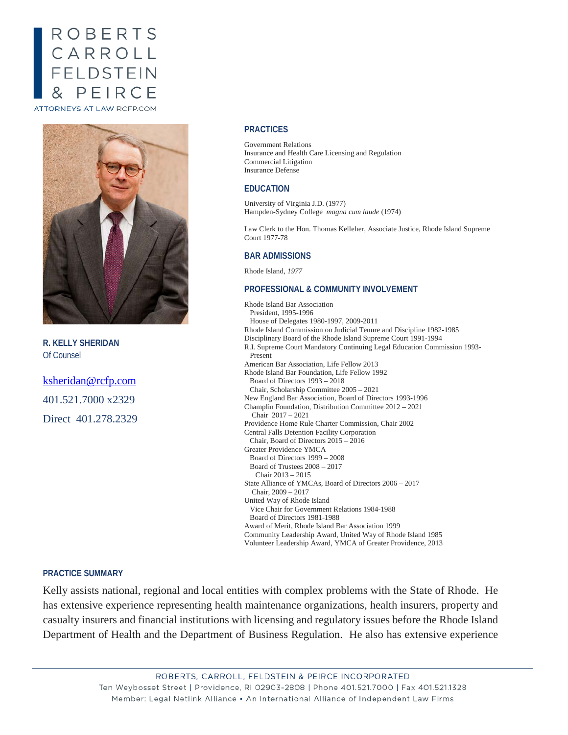ROBERTS CARROLL FELDSTEIN & PEIRCE

ATTORNEYS AT LAW RCFP.COM

**R. KELLY SHERIDAN**
Of Counsel

ksheridan@rcfp.com

401.521.7000 x2329

Direct 401.278.2329

## PRACTICES

Government Relations
Insurance and Health Care Licensing and Regulation
Commercial Litigation
Insurance Defense

## EDUCATION

University of Virginia J.D. (1977)
Hampden-Sydney College *magna cum laude* (1974)

Law Clerk to the Hon. Thomas Kelleher, Associate Justice, Rhode Island Supreme Court 1977-78

## BAR ADMISSIONS

Rhode Island, *1977*

## PROFESSIONAL & COMMUNITY INVOLVEMENT

Rhode Island Bar Association
  President, 1995-1996
  House of Delegates 1980-1997, 2009-2011
Rhode Island Commission on Judicial Tenure and Discipline 1982-1985
Disciplinary Board of the Rhode Island Supreme Court 1991-1994
R.I. Supreme Court Mandatory Continuing Legal Education Commission 1993-Present
American Bar Association, Life Fellow 2013
Rhode Island Bar Foundation, Life Fellow 1992
  Board of Directors 1993 – 2018
  Chair, Scholarship Committee 2005 – 2021
New England Bar Association, Board of Directors 1993-1996
Champlin Foundation, Distribution Committee 2012 – 2021
  Chair 2017 – 2021
Providence Home Rule Charter Commission, Chair 2002
Central Falls Detention Facility Corporation
  Chair, Board of Directors 2015 – 2016
Greater Providence YMCA
  Board of Directors 1999 – 2008
  Board of Trustees 2008 – 2017
    Chair 2013 – 2015
State Alliance of YMCAs, Board of Directors 2006 – 2017
  Chair, 2009 – 2017
United Way of Rhode Island
  Vice Chair for Government Relations 1984-1988
  Board of Directors 1981-1988
Award of Merit, Rhode Island Bar Association 1999
Community Leadership Award, United Way of Rhode Island 1985
Volunteer Leadership Award, YMCA of Greater Providence, 2013

## PRACTICE SUMMARY

Kelly assists national, regional and local entities with complex problems with the State of Rhode. He has extensive experience representing health maintenance organizations, health insurers, property and casualty insurers and financial institutions with licensing and regulatory issues before the Rhode Island Department of Health and the Department of Business Regulation. He also has extensive experience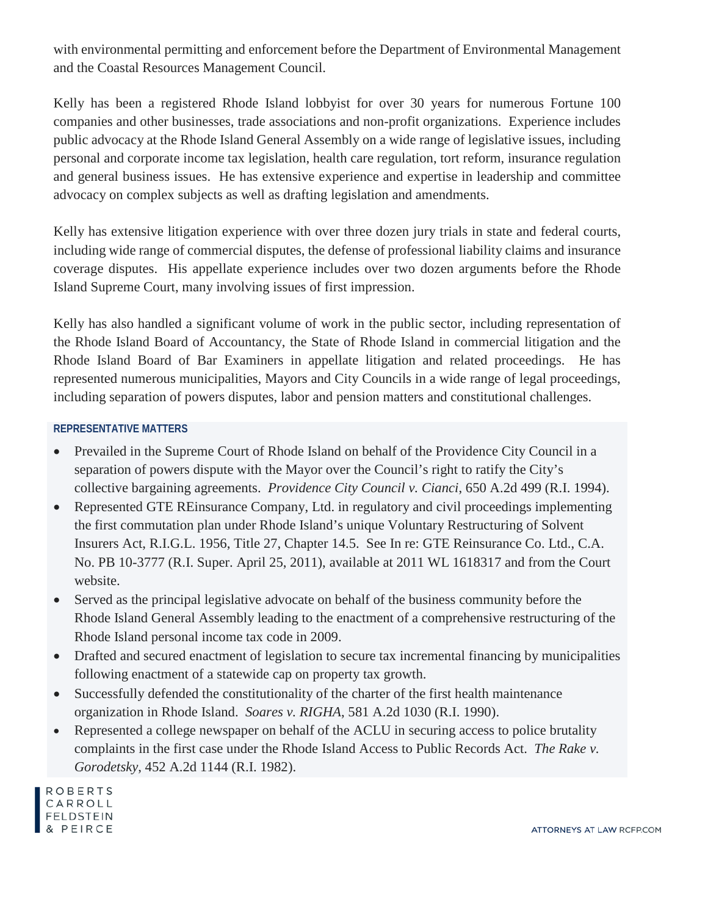with environmental permitting and enforcement before the Department of Environmental Management and the Coastal Resources Management Council.

Kelly has been a registered Rhode Island lobbyist for over 30 years for numerous Fortune 100 companies and other businesses, trade associations and non-profit organizations. Experience includes public advocacy at the Rhode Island General Assembly on a wide range of legislative issues, including personal and corporate income tax legislation, health care regulation, tort reform, insurance regulation and general business issues. He has extensive experience and expertise in leadership and committee advocacy on complex subjects as well as drafting legislation and amendments.

Kelly has extensive litigation experience with over three dozen jury trials in state and federal courts, including wide range of commercial disputes, the defense of professional liability claims and insurance coverage disputes. His appellate experience includes over two dozen arguments before the Rhode Island Supreme Court, many involving issues of first impression.

Kelly has also handled a significant volume of work in the public sector, including representation of the Rhode Island Board of Accountancy, the State of Rhode Island in commercial litigation and the Rhode Island Board of Bar Examiners in appellate litigation and related proceedings. He has represented numerous municipalities, Mayors and City Councils in a wide range of legal proceedings, including separation of powers disputes, labor and pension matters and constitutional challenges.

### REPRESENTATIVE MATTERS

- Prevailed in the Supreme Court of Rhode Island on behalf of the Providence City Council in a separation of powers dispute with the Mayor over the Council's right to ratify the City's collective bargaining agreements. *Providence City Council v. Cianci*, 650 A.2d 499 (R.I. 1994).
- Represented GTE REinsurance Company, Ltd. in regulatory and civil proceedings implementing the first commutation plan under Rhode Island's unique Voluntary Restructuring of Solvent Insurers Act, R.I.G.L. 1956, Title 27, Chapter 14.5. See In re: GTE Reinsurance Co. Ltd., C.A. No. PB 10-3777 (R.I. Super. April 25, 2011), available at 2011 WL 1618317 and from the Court website.
- Served as the principal legislative advocate on behalf of the business community before the Rhode Island General Assembly leading to the enactment of a comprehensive restructuring of the Rhode Island personal income tax code in 2009.
- Drafted and secured enactment of legislation to secure tax incremental financing by municipalities following enactment of a statewide cap on property tax growth.
- Successfully defended the constitutionality of the charter of the first health maintenance organization in Rhode Island. *Soares v. RIGHA*, 581 A.2d 1030 (R.I. 1990).
- Represented a college newspaper on behalf of the ACLU in securing access to police brutality complaints in the first case under the Rhode Island Access to Public Records Act. *The Rake v. Gorodetsky*, 452 A.2d 1144 (R.I. 1982).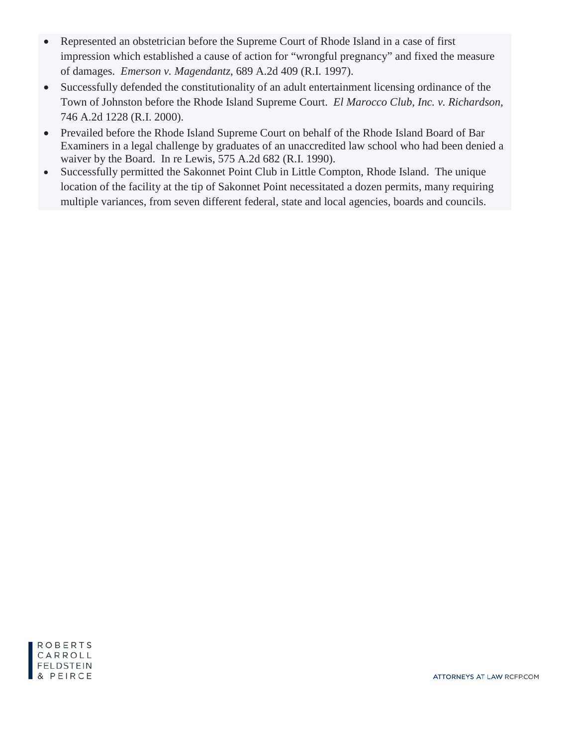- Represented an obstetrician before the Supreme Court of Rhode Island in a case of first impression which established a cause of action for "wrongful pregnancy" and fixed the measure of damages. *Emerson v. Magendantz*, 689 A.2d 409 (R.I. 1997).
- Successfully defended the constitutionality of an adult entertainment licensing ordinance of the Town of Johnston before the Rhode Island Supreme Court. *El Marocco Club, Inc. v. Richardson*, 746 A.2d 1228 (R.I. 2000).
- Prevailed before the Rhode Island Supreme Court on behalf of the Rhode Island Board of Bar Examiners in a legal challenge by graduates of an unaccredited law school who had been denied a waiver by the Board. In re Lewis, 575 A.2d 682 (R.I. 1990).
- Successfully permitted the Sakonnet Point Club in Little Compton, Rhode Island. The unique location of the facility at the tip of Sakonnet Point necessitated a dozen permits, many requiring multiple variances, from seven different federal, state and local agencies, boards and councils.